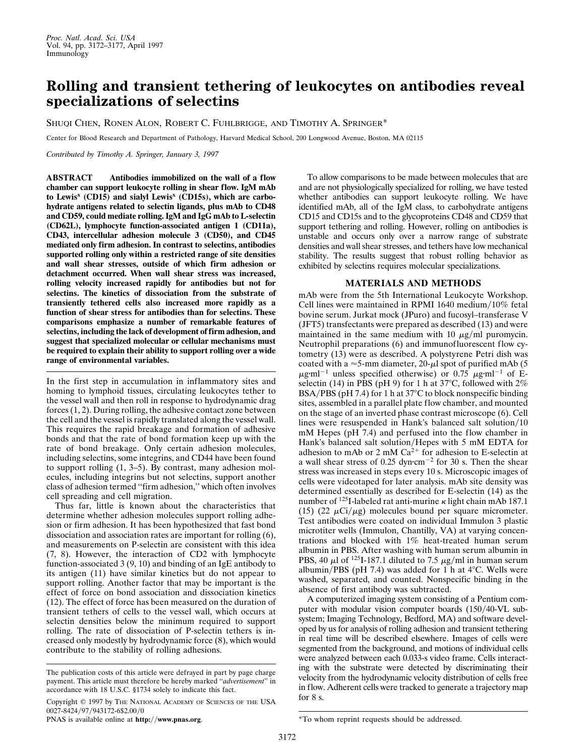# Rolling and transient tethering of leukocytes on antibodies reveal specializations of selectins

SHUQI CHEN, RONEN ALON, ROBERT C. FUHLBRIGGE, AND TIMOTHY A. SPRINGER*

Center for Blood Research and Department of Pathology, Harvard Medical School, 200 Longwood Avenue, Boston, MA 02115

*Contributed by Timothy A. Springer, January 3, 1997*

**ABSTRACT** **Antibodies immobilized on the wall of a flow chamber can support leukocyte rolling in shear flow. IgM mAb to Lewis$^x$ (CD15) and sialyl Lewis$^x$ (CD15s), which are carbohydrate antigens related to selectin ligands, plus mAb to CD48 and CD59, could mediate rolling. IgM and IgG mAb to L-selectin (CD62L), lymphocyte function-associated antigen 1 (CD11a), CD43, intercellular adhesion molecule 3 (CD50), and CD45 mediated only firm adhesion. In contrast to selectins, antibodies supported rolling only within a restricted range of site densities and wall shear stresses, outside of which firm adhesion or detachment occurred. When wall shear stress was increased, rolling velocity increased rapidly for antibodies but not for selectins. The kinetics of dissociation from the substrate of transiently tethered cells also increased more rapidly as a function of shear stress for antibodies than for selectins. These comparisons emphasize a number of remarkable features of selectins, including the lack of development of firm adhesion, and suggest that specialized molecular or cellular mechanisms must be required to explain their ability to support rolling over a wide range of environmental variables.**

In the first step in accumulation in inflammatory sites and homing to lymphoid tissues, circulating leukocytes tether to the vessel wall and then roll in response to hydrodynamic drag forces (1, 2). During rolling, the adhesive contact zone between the cell and the vessel is rapidly translated along the vessel wall. This requires the rapid breakage and formation of adhesive bonds and that the rate of bond formation keep up with the rate of bond breakage. Only certain adhesion molecules, including selectins, some integrins, and CD44 have been found to support rolling (1, 3–5). By contrast, many adhesion molecules, including integrins but not selectins, support another class of adhesion termed "firm adhesion," which often involves cell spreading and cell migration.

Thus far, little is known about the characteristics that determine whether adhesion molecules support rolling adhesion or firm adhesion. It has been hypothesized that fast bond dissociation and association rates are important for rolling (6), and measurements on P-selectin are consistent with this idea (7, 8). However, the interaction of CD2 with lymphocyte function-associated 3 (9, 10) and binding of an IgE antibody to its antigen (11) have similar kinetics but do not appear to support rolling. Another factor that may be important is the effect of force on bond association and dissociation kinetics (12). The effect of force has been measured on the duration of transient tethers of cells to the vessel wall, which occurs at selectin densities below the minimum required to support rolling. The rate of dissociation of P-selectin tethers is increased only modestly by hydrodynamic force (8), which would contribute to the stability of rolling adhesions.

To allow comparisons to be made between molecules that are and are not physiologically specialized for rolling, we have tested whether antibodies can support leukocyte rolling. We have identified mAb, all of the IgM class, to carbohydrate antigens CD15 and CD15s and to the glycoproteins CD48 and CD59 that support tethering and rolling. However, rolling on antibodies is unstable and occurs only over a narrow range of substrate densities and wall shear stresses, and tethers have low mechanical stability. The results suggest that robust rolling behavior as exhibited by selectins requires molecular specializations.

## MATERIALS AND METHODS

mAb were from the 5th International Leukocyte Workshop. Cell lines were maintained in RPMI 1640 medium/10% fetal bovine serum. Jurkat mock (JPuro) and fucosyl–transferase V (JFT5) transfectants were prepared as described (13) and were maintained in the same medium with 10 μg/ml puromycin. Neutrophil preparations (6) and immunofluorescent flow cytometry (13) were as described. A polystyrene Petri dish was coated with a ≈5-mm diameter, 20-μl spot of purified mAb (5 μg·ml$^{-1}$ unless specified otherwise) or 0.75 μg·ml$^{-1}$ of E-selectin (14) in PBS (pH 9) for 1 h at 37°C, followed with 2% BSA/PBS (pH 7.4) for 1 h at 37°C to block nonspecific binding sites, assembled in a parallel plate flow chamber, and mounted on the stage of an inverted phase contrast microscope (6). Cell lines were resuspended in Hank's balanced salt solution/10 mM Hepes (pH 7.4) and perfused into the flow chamber in Hank's balanced salt solution/Hepes with 5 mM EDTA for adhesion to mAb or 2 mM $Ca^{2+}$ for adhesion to E-selectin at a wall shear stress of 0.25 dyn·cm$^{-2}$ for 30 s. Then the shear stress was increased in steps every 10 s. Microscopic images of cells were videotaped for later analysis. mAb site density was determined essentially as described for E-selectin (14) as the number of $^{125}$I-labeled rat anti-murine κ light chain mAb 187.1 (15) (22 μCi/μg) molecules bound per square micrometer. Test antibodies were coated on individual Immulon 3 plastic microtiter wells (Immulon, Chantilly, VA) at varying concentrations and blocked with 1% heat-treated human serum albumin in PBS. After washing with human serum albumin in PBS, 40 μl of $^{125}$I-187.1 diluted to 7.5 μg/ml in human serum albumin/PBS (pH 7.4) was added for 1 h at 4°C. Wells were washed, separated, and counted. Nonspecific binding in the absence of first antibody was subtracted.

A computerized imaging system consisting of a Pentium computer with modular vision computer boards (150/40-VL subsystem; Imaging Technology, Bedford, MA) and software developed by us for analysis of rolling adhesion and transient tethering in real time will be described elsewhere. Images of cells were segmented from the background, and motions of individual cells were analyzed between each 0.033-s video frame. Cells interacting with the substrate were detected by discriminating their velocity from the hydrodynamic velocity distribution of cells free in flow. Adherent cells were tracked to generate a trajectory map for 8 s.

---

The publication costs of this article were defrayed in part by page charge payment. This article must therefore be hereby marked "*advertisement*" in accordance with 18 U.S.C. §1734 solely to indicate this fact.

Copyright © 1997 by THE NATIONAL ACADEMY OF SCIENCES OF THE USA 0027-8424/97/943172-6$2.00/0

PNAS is available online at **http://www.pnas.org**.

*To whom reprint requests should be addressed.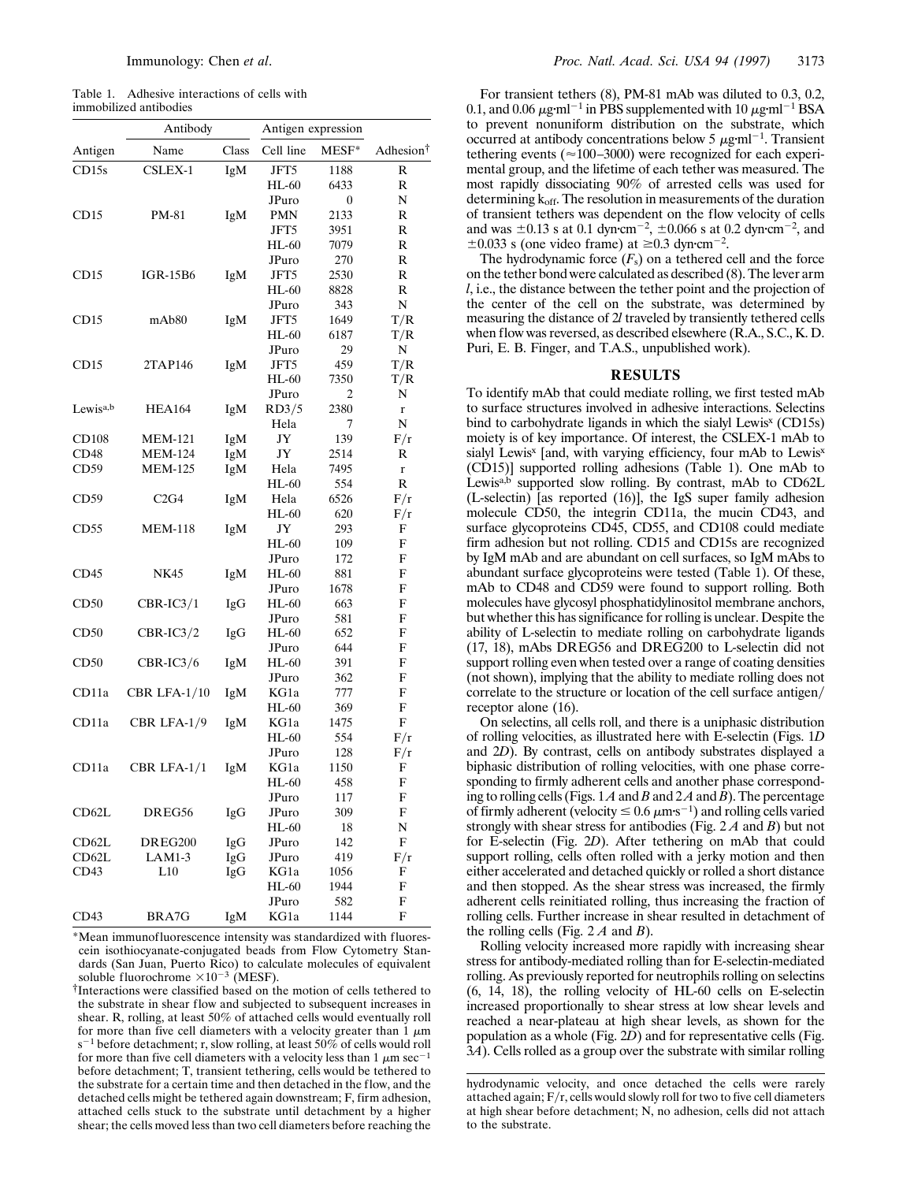Table 1. Adhesive interactions of cells with immobilized antibodies

| Antigen | Antibody Name | Antibody Class | Cell line | MESF* | Adhesion† |
|---|---|---|---|---|---|
| CD15s | CSLEX-1 | IgM | JFT5 | 1188 | R |
| | | | HL-60 | 6433 | R |
| | | | JPuro | 0 | N |
| CD15 | PM-81 | IgM | PMN | 2133 | R |
| | | | JFT5 | 3951 | R |
| | | | HL-60 | 7079 | R |
| | | | JPuro | 270 | R |
| CD15 | IGR-15B6 | IgM | JFT5 | 2530 | R |
| | | | HL-60 | 8828 | R |
| | | | JPuro | 343 | N |
| CD15 | mAb80 | IgM | JFT5 | 1649 | T/R |
| | | | HL-60 | 6187 | T/R |
| | | | JPuro | 29 | N |
| CD15 | 2TAP146 | IgM | JFT5 | 459 | T/R |
| | | | HL-60 | 7350 | T/R |
| | | | JPuro | 2 | N |
| Lewis$^{a,b}$ | HEA164 | IgM | RD3/5 | 2380 | r |
| | | | Hela | 7 | N |
| CD108 | MEM-121 | IgM | JY | 139 | F/r |
| CD48 | MEM-124 | IgM | JY | 2514 | R |
| CD59 | MEM-125 | IgM | Hela | 7495 | r |
| | | | HL-60 | 554 | R |
| CD59 | C2G4 | IgM | Hela | 6526 | F/r |
| | | | HL-60 | 620 | F/r |
| CD55 | MEM-118 | IgM | JY | 293 | F |
| | | | HL-60 | 109 | F |
| | | | JPuro | 172 | F |
| CD45 | NK45 | IgM | HL-60 | 881 | F |
| | | | JPuro | 1678 | F |
| CD50 | CBR-IC3/1 | IgG | HL-60 | 663 | F |
| | | | JPuro | 581 | F |
| CD50 | CBR-IC3/2 | IgG | HL-60 | 652 | F |
| | | | JPuro | 644 | F |
| CD50 | CBR-IC3/6 | IgM | HL-60 | 391 | F |
| | | | JPuro | 362 | F |
| CD11a | CBR LFA-1/10 | IgM | KG1a | 777 | F |
| | | | HL-60 | 369 | F |
| CD11a | CBR LFA-1/9 | IgM | KG1a | 1475 | F |
| | | | HL-60 | 554 | F/r |
| | | | JPuro | 128 | F/r |
| CD11a | CBR LFA-1/1 | IgM | KG1a | 1150 | F |
| | | | HL-60 | 458 | F |
| | | | JPuro | 117 | F |
| CD62L | DREG56 | IgG | JPuro | 309 | F |
| | | | HL-60 | 18 | N |
| CD62L | DREG200 | IgG | JPuro | 142 | F |
| CD62L | LAM1-3 | IgG | JPuro | 419 | F/r |
| CD43 | L10 | IgG | KG1a | 1056 | F |
| | | | HL-60 | 1944 | F |
| | | | JPuro | 582 | F |
| CD43 | BRA7G | IgM | KG1a | 1144 | F |

*Mean immunofluorescence intensity was standardized with fluorescein isothiocyanate-conjugated beads from Flow Cytometry Standards (San Juan, Puerto Rico) to calculate molecules of equivalent soluble fluorochrome $\times 10^{-3}$ (MESF).

†Interactions were classified based on the motion of cells tethered to the substrate in shear flow and subjected to subsequent increases in shear. R, rolling, at least 50% of attached cells would eventually roll for more than five cell diameters with a velocity greater than 1 $\mu$m s$^{-1}$ before detachment; r, slow rolling, at least 50% of cells would roll for more than five cell diameters with a velocity less than 1 $\mu$m sec$^{-1}$ before detachment; T, transient tethering, cells would be tethered to the substrate for a certain time and then detached in the flow, and the detached cells might be tethered again downstream; F, firm adhesion, attached cells stuck to the substrate until detachment by a higher shear; the cells moved less than two cell diameters before reaching the hydrodynamic velocity, and once detached the cells were rarely attached again; F/r, cells would slowly roll for two to five cell diameters at high shear before detachment; N, no adhesion, cells did not attach to the substrate.

For transient tethers (8), PM-81 mAb was diluted to 0.3, 0.2, 0.1, and 0.06 $\mu$g·ml$^{-1}$ in PBS supplemented with 10 $\mu$g·ml$^{-1}$ BSA to prevent nonuniform distribution on the substrate, which occurred at antibody concentrations below 5 $\mu$g·ml$^{-1}$. Transient tethering events ($\approx$100–3000) were recognized for each experimental group, and the lifetime of each tether was measured. The most rapidly dissociating 90% of arrested cells was used for determining $k_{off}$. The resolution in measurements of the duration of transient tethers was dependent on the flow velocity of cells and was $\pm$0.13 s at 0.1 dyn·cm$^{-2}$, $\pm$0.066 s at 0.2 dyn·cm$^{-2}$, and $\pm$0.033 s (one video frame) at $\geq$0.3 dyn·cm$^{-2}$.

The hydrodynamic force ($F_s$) on a tethered cell and the force on the tether bond were calculated as described (8). The lever arm $l$, i.e., the distance between the tether point and the projection of the center of the cell on the substrate, was determined by measuring the distance of $2l$ traveled by transiently tethered cells when flow was reversed, as described elsewhere (R.A., S.C., K. D. Puri, E. B. Finger, and T.A.S., unpublished work).

## RESULTS

To identify mAb that could mediate rolling, we first tested mAb to surface structures involved in adhesive interactions. Selectins bind to carbohydrate ligands in which the sialyl Lewis$^x$ (CD15s) moiety is of key importance. Of interest, the CSLEX-1 mAb to sialyl Lewis$^x$ [and, with varying efficiency, four mAb to Lewis$^x$ (CD15)] supported rolling adhesions (Table 1). One mAb to Lewis$^{a,b}$ supported slow rolling. By contrast, mAb to CD62L (L-selectin) [as reported (16)], the IgS super family adhesion molecule CD50, the integrin CD11a, the mucin CD43, and surface glycoproteins CD45, CD55, and CD108 could mediate firm adhesion but not rolling. CD15 and CD15s are recognized by IgM mAb and are abundant on cell surfaces, so IgM mAbs to abundant surface glycoproteins were tested (Table 1). Of these, mAb to CD48 and CD59 were found to support rolling. Both molecules have glycosyl phosphatidylinositol membrane anchors, but whether this has significance for rolling is unclear. Despite the ability of L-selectin to mediate rolling on carbohydrate ligands (17, 18), mAbs DREG56 and DREG200 to L-selectin did not support rolling even when tested over a range of coating densities (not shown), implying that the ability to mediate rolling does not correlate to the structure or location of the cell surface antigen/receptor alone (16).

On selectins, all cells roll, and there is a uniphasic distribution of rolling velocities, as illustrated here with E-selectin (Figs. 1*D* and 2*D*). By contrast, cells on antibody substrates displayed a biphasic distribution of rolling velocities, with one phase corresponding to firmly adherent cells and another phase corresponding to rolling cells (Figs. 1*A* and *B* and 2*A* and *B*). The percentage of firmly adherent (velocity $\leq$ 0.6 $\mu$m·s$^{-1}$) and rolling cells varied strongly with shear stress for antibodies (Fig. 2 *A* and *B*) but not for E-selectin (Fig. 2*D*). After tethering on mAb that could support rolling, cells often rolled with a jerky motion and then either accelerated and detached quickly or rolled a short distance and then stopped. As the shear stress was increased, the firmly adherent cells reinitiated rolling, thus increasing the fraction of rolling cells. Further increase in shear resulted in detachment of the rolling cells (Fig. 2 *A* and *B*).

Rolling velocity increased more rapidly with increasing shear stress for antibody-mediated rolling than for E-selectin-mediated rolling. As previously reported for neutrophils rolling on selectins (6, 14, 18), the rolling velocity of HL-60 cells on E-selectin increased proportionally to shear stress at low shear levels and reached a near-plateau at high shear levels, as shown for the population as a whole (Fig. 2*D*) and for representative cells (Fig. 3*A*). Cells rolled as a group over the substrate with similar rolling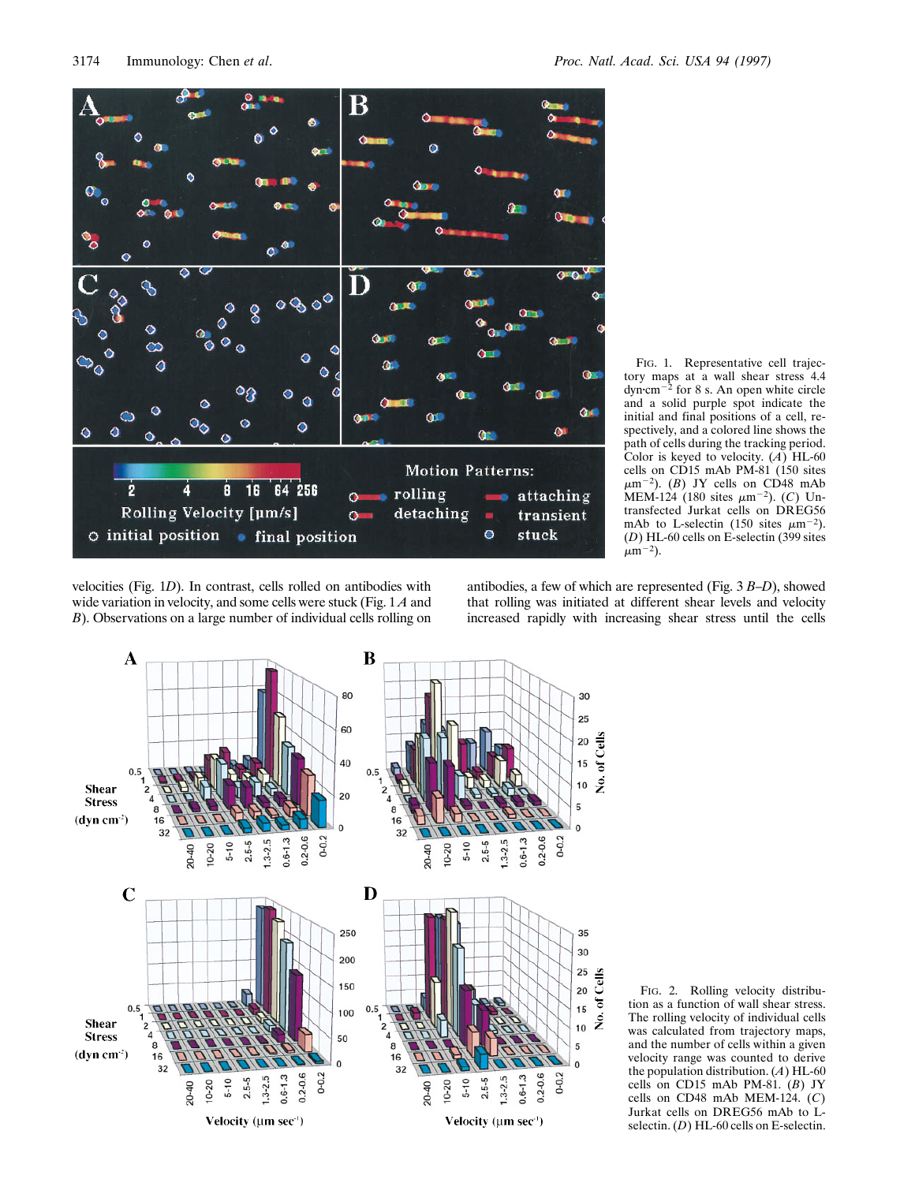FIG. 1. Representative cell trajectory maps at a wall shear stress 4.4 dyn·cm$^{-2}$ for 8 s. An open white circle and a solid purple spot indicate the initial and final positions of a cell, respectively, and a colored line shows the path of cells during the tracking period. Color is keyed to velocity. (*A*) HL-60 cells on CD15 mAb PM-81 (150 sites $\mu$m$^{-2}$). (*B*) JY cells on CD48 mAb MEM-124 (180 sites $\mu$m$^{-2}$). (*C*) Untransfected Jurkat cells on DREG56 mAb to L-selectin (150 sites $\mu$m$^{-2}$). (*D*) HL-60 cells on E-selectin (399 sites $\mu$m$^{-2}$).

velocities (Fig. 1*D*). In contrast, cells rolled on antibodies with wide variation in velocity, and some cells were stuck (Fig. 1 *A* and *B*). Observations on a large number of individual cells rolling on antibodies, a few of which are represented (Fig. 3 *B*–*D*), showed that rolling was initiated at different shear levels and velocity increased rapidly with increasing shear stress until the cells

FIG. 2. Rolling velocity distribution as a function of wall shear stress. The rolling velocity of individual cells was calculated from trajectory maps, and the number of cells within a given velocity range was counted to derive the population distribution. (*A*) HL-60 cells on CD15 mAb PM-81. (*B*) JY cells on CD48 mAb MEM-124. (*C*) Jurkat cells on DREG56 mAb to L-selectin. (*D*) HL-60 cells on E-selectin.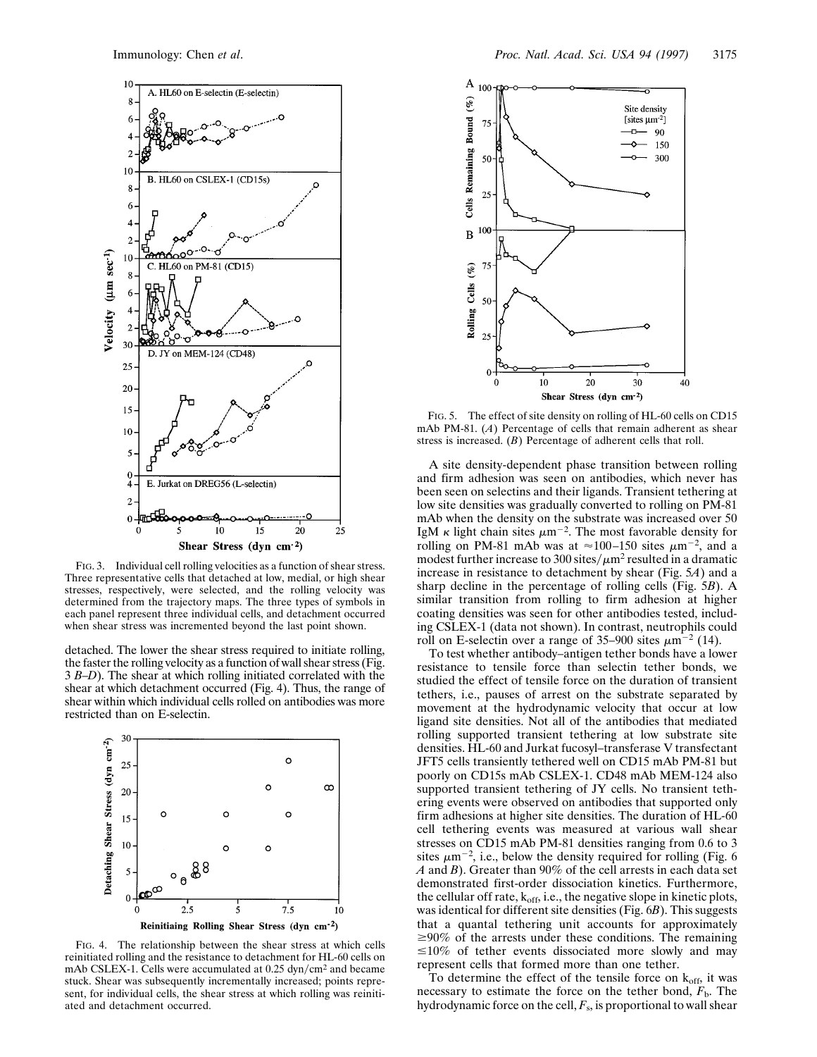FIG. 3. Individual cell rolling velocities as a function of shear stress. Three representative cells that detached at low, medial, or high shear stresses, respectively, were selected, and the rolling velocity was determined from the trajectory maps. The three types of symbols in each panel represent three individual cells, and detachment occurred when shear stress was incremented beyond the last point shown.

detached. The lower the shear stress required to initiate rolling, the faster the rolling velocity as a function of wall shear stress (Fig. 3 *B–D*). The shear at which rolling initiated correlated with the shear at which detachment occurred (Fig. 4). Thus, the range of shear within which individual cells rolled on antibodies was more restricted than on E-selectin.

FIG. 4. The relationship between the shear stress at which cells reinitiated rolling and the resistance to detachment for HL-60 cells on mAb CSLEX-1. Cells were accumulated at 0.25 dyn/$cm^2$ and became stuck. Shear was subsequently incrementally increased; points represent, for individual cells, the shear stress at which rolling was reinitiated and detachment occurred.

FIG. 5. The effect of site density on rolling of HL-60 cells on CD15 mAb PM-81. (*A*) Percentage of cells that remain adherent as shear stress is increased. (*B*) Percentage of adherent cells that roll.

A site density-dependent phase transition between rolling and firm adhesion was seen on antibodies, which never has been seen on selectins and their ligands. Transient tethering at low site densities was gradually converted to rolling on PM-81 mAb when the density on the substrate was increased over 50 IgM $\kappa$ light chain sites $\mu m^{-2}$. The most favorable density for rolling on PM-81 mAb was at ≈100–150 sites $\mu m^{-2}$, and a modest further increase to 300 sites/$\mu m^2$ resulted in a dramatic increase in resistance to detachment by shear (Fig. 5*A*) and a sharp decline in the percentage of rolling cells (Fig. 5*B*). A similar transition from rolling to firm adhesion at higher coating densities was seen for other antibodies tested, including CSLEX-1 (data not shown). In contrast, neutrophils could roll on E-selectin over a range of 35–900 sites $\mu m^{-2}$ (14).

To test whether antibody–antigen tether bonds have a lower resistance to tensile force than selectin tether bonds, we studied the effect of tensile force on the duration of transient tethers, i.e., pauses of arrest on the substrate separated by movement at the hydrodynamic velocity that occur at low ligand site densities. Not all of the antibodies that mediated rolling supported transient tethering at low substrate site densities. HL-60 and Jurkat fucosyl–transferase V transfectant JFT5 cells transiently tethered well on CD15 mAb PM-81 but poorly on CD15s mAb CSLEX-1. CD48 mAb MEM-124 also supported transient tethering of JY cells. No transient tethering events were observed on antibodies that supported only firm adhesions at higher site densities. The duration of HL-60 cell tethering events was measured at various wall shear stresses on CD15 mAb PM-81 densities ranging from 0.6 to 3 sites $\mu m^{-2}$, i.e., below the density required for rolling (Fig. 6 *A* and *B*). Greater than 90% of the cell arrests in each data set demonstrated first-order dissociation kinetics. Furthermore, the cellular off rate, $k_{off}$, i.e., the negative slope in kinetic plots, was identical for different site densities (Fig. 6*B*). This suggests that a quantal tethering unit accounts for approximately ≥90% of the arrests under these conditions. The remaining ≤10% of tether events dissociated more slowly and may represent cells that formed more than one tether.

To determine the effect of the tensile force on $k_{off}$, it was necessary to estimate the force on the tether bond, $F_b$. The hydrodynamic force on the cell, $F_s$, is proportional to wall shear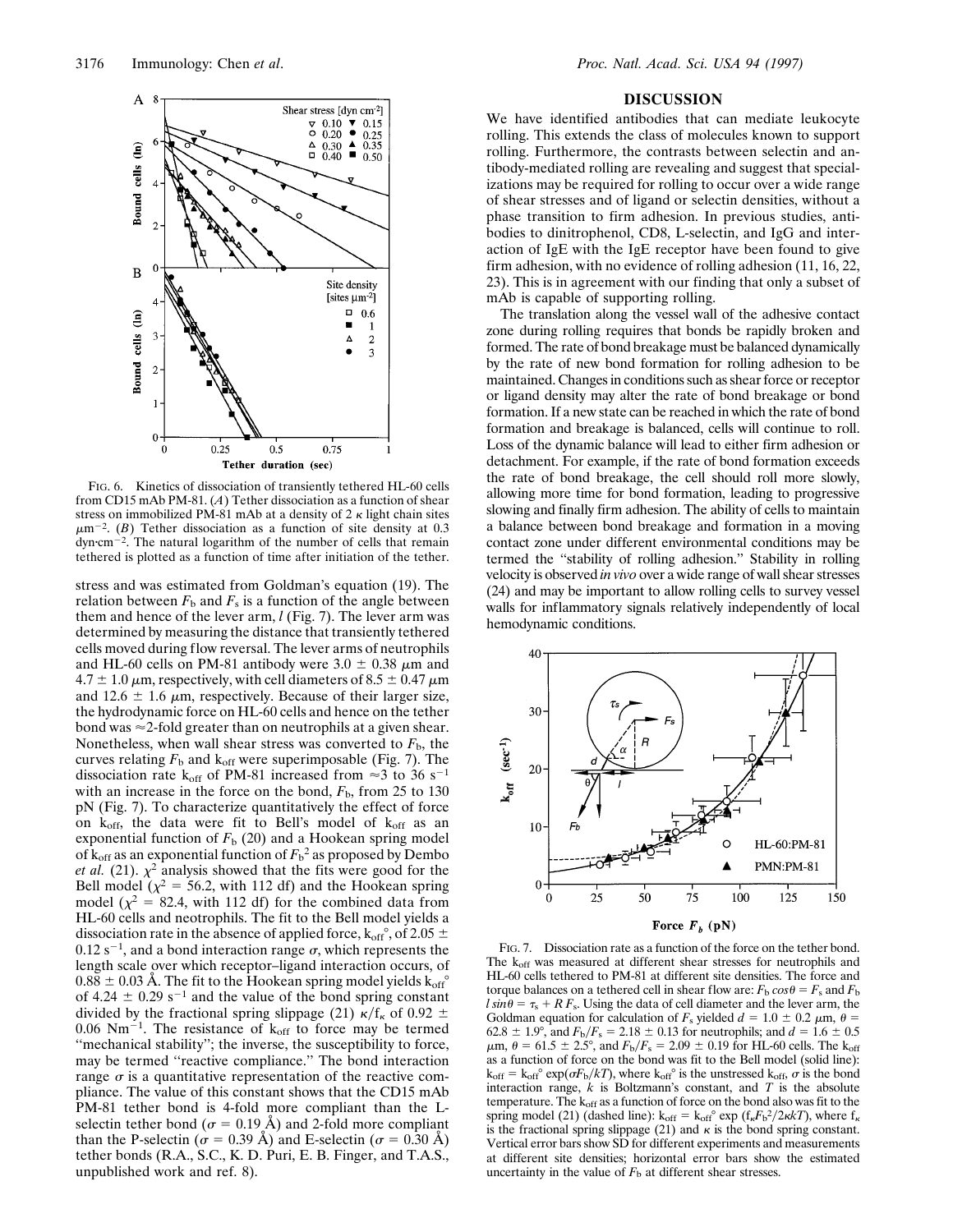A

Shear stress [dyn cm$^{-2}$]

0.10 0.15

0.20 0.25

0.30 0.35

0.40 0.50

Bound cells (ln)

B

Site density [sites μm$^{-2}$]

0.6

1

2

3

Bound cells (ln)

Tether duration (sec)

FIG. 6. Kinetics of dissociation of transiently tethered HL-60 cells from CD15 mAb PM-81. (A) Tether dissociation as a function of shear stress on immobilized PM-81 mAb at a density of 2 κ light chain sites μm$^{-2}$. (B) Tether dissociation as a function of site density at 0.3 dyn·cm$^{-2}$. The natural logarithm of the number of cells that remain tethered is plotted as a function of time after initiation of the tether.

stress and was estimated from Goldman's equation (19). The relation between $F_b$ and $F_s$ is a function of the angle between them and hence of the lever arm, $l$ (Fig. 7). The lever arm was determined by measuring the distance that transiently tethered cells moved during flow reversal. The lever arms of neutrophils and HL-60 cells on PM-81 antibody were 3.0 ± 0.38 μm and 4.7 ± 1.0 μm, respectively, with cell diameters of 8.5 ± 0.47 μm and 12.6 ± 1.6 μm, respectively. Because of their larger size, the hydrodynamic force on HL-60 cells and hence on the tether bond was ≈2-fold greater than on neutrophils at a given shear. Nonetheless, when wall shear stress was converted to $F_b$, the curves relating $F_b$ and $k_{off}$ were superimposable (Fig. 7). The dissociation rate $k_{off}$ of PM-81 increased from ≈3 to 36 s$^{-1}$ with an increase in the force on the bond, $F_b$, from 25 to 130 pN (Fig. 7). To characterize quantitatively the effect of force on $k_{off}$, the data were fit to Bell's model of $k_{off}$ as an exponential function of $F_b$ (20) and a Hookean spring model of $k_{off}$ as an exponential function of $F_b^2$ as proposed by Dembo *et al.* (21). $\chi^2$ analysis showed that the fits were good for the Bell model ($\chi^2$ = 56.2, with 112 df) and the Hookean spring model ($\chi^2$ = 82.4, with 112 df) for the combined data from HL-60 cells and neotrophils. The fit to the Bell model yields a dissociation rate in the absence of applied force, $k_{off}^{\circ}$, of 2.05 ± 0.12 s$^{-1}$, and a bond interaction range $\sigma$, which represents the length scale over which receptor–ligand interaction occurs, of 0.88 ± 0.03 Å. The fit to the Hookean spring model yields $k_{off}^{\circ}$ of 4.24 ± 0.29 s$^{-1}$ and the value of the bond spring constant divided by the fractional spring slippage (21) $\kappa/f_\kappa$ of 0.92 ± 0.06 Nm$^{-1}$. The resistance of $k_{off}$ to force may be termed "mechanical stability"; the inverse, the susceptibility to force, may be termed "reactive compliance." The bond interaction range $\sigma$ is a quantitative representation of the reactive compliance. The value of this constant shows that the CD15 mAb PM-81 tether bond is 4-fold more compliant than the L-selectin tether bond ($\sigma$ = 0.19 Å) and 2-fold more compliant than the P-selectin ($\sigma$ = 0.39 Å) and E-selectin ($\sigma$ = 0.30 Å) tether bonds (R.A., S.C., K. D. Puri, E. B. Finger, and T.A.S., unpublished work and ref. 8).

## DISCUSSION

We have identified antibodies that can mediate leukocyte rolling. This extends the class of molecules known to support rolling. Furthermore, the contrasts between selectin and antibody-mediated rolling are revealing and suggest that specializations may be required for rolling to occur over a wide range of shear stresses and of ligand or selectin densities, without a phase transition to firm adhesion. In previous studies, antibodies to dinitrophenol, CD8, L-selectin, and IgG and interaction of IgE with the IgE receptor have been found to give firm adhesion, with no evidence of rolling adhesion (11, 16, 22, 23). This is in agreement with our finding that only a subset of mAb is capable of supporting rolling.

The translation along the vessel wall of the adhesive contact zone during rolling requires that bonds be rapidly broken and formed. The rate of bond breakage must be balanced dynamically by the rate of new bond formation for rolling adhesion to be maintained. Changes in conditions such as shear force or receptor or ligand density may alter the rate of bond breakage or bond formation. If a new state can be reached in which the rate of bond formation and breakage is balanced, cells will continue to roll. Loss of the dynamic balance will lead to either firm adhesion or detachment. For example, if the rate of bond formation exceeds the rate of bond breakage, the cell should roll more slowly, allowing more time for bond formation, leading to progressive slowing and finally firm adhesion. The ability of cells to maintain a balance between bond breakage and formation in a moving contact zone under different environmental conditions may be termed the "stability of rolling adhesion." Stability in rolling velocity is observed *in vivo* over a wide range of wall shear stresses (24) and may be important to allow rolling cells to survey vessel walls for inflammatory signals relatively independently of local hemodynamic conditions.

$k_{off}$ (sec$^{-1}$)

HL-60:PM-81

PMN:PM-81

Force $F_b$ (pN)

FIG. 7. Dissociation rate as a function of the force on the tether bond. The $k_{off}$ was measured at different shear stresses for neutrophils and HL-60 cells tethered to PM-81 at different site densities. The force and torque balances on a tethered cell in shear flow are: $F_b \cos\theta = F_s$ and $F_b\, l \sin\theta = \tau_s + R\, F_s$. Using the data of cell diameter and the lever arm, the Goldman equation for calculation of $F_s$ yielded $d$ = 1.0 ± 0.2 μm, $\theta$ = 62.8 ± 1.9°, and $F_b/F_s$ = 2.18 ± 0.13 for neutrophils; and $d$ = 1.6 ± 0.5 μm, $\theta$ = 61.5 ± 2.5°, and $F_b/F_s$ = 2.09 ± 0.19 for HL-60 cells. The $k_{off}$ as a function of force on the bond was fit to the Bell model (solid line): $k_{off} = k_{off}^{\circ} \exp(\sigma F_b/kT)$, where $k_{off}^{\circ}$ is the unstressed $k_{off}$, $\sigma$ is the bond interaction range, $k$ is Boltzmann's constant, and $T$ is the absolute temperature. The $k_{off}$ as a function of force on the bond also was fit to the spring model (21) (dashed line): $k_{off} = k_{off}^{\circ} \exp(f_\kappa F_b^2/2\kappa kT)$, where $f_\kappa$ is the fractional spring slippage (21) and $\kappa$ is the bond spring constant. Vertical error bars show SD for different experiments and measurements at different site densities; horizontal error bars show the estimated uncertainty in the value of $F_b$ at different shear stresses.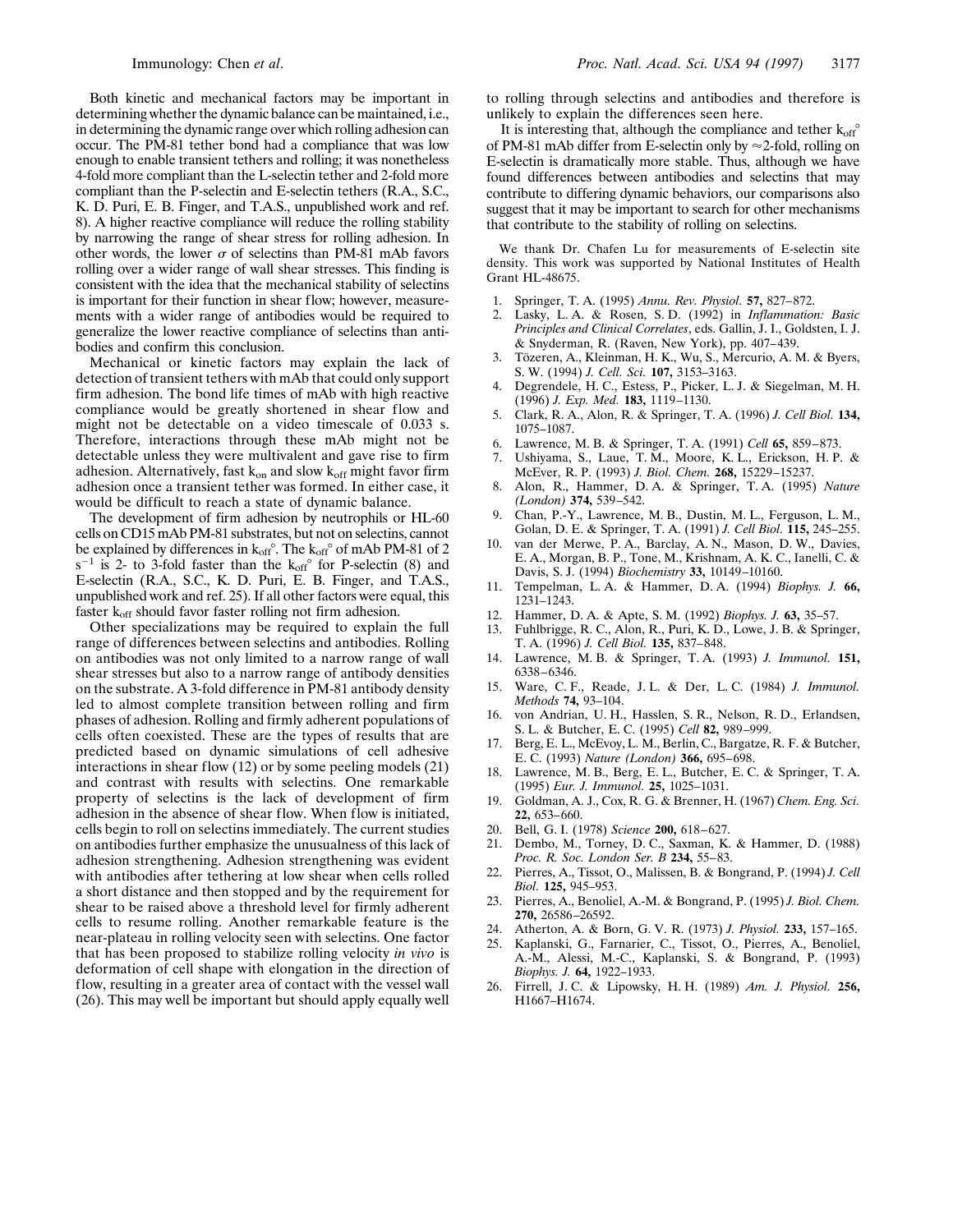Both kinetic and mechanical factors may be important in determining whether the dynamic balance can be maintained, i.e., in determining the dynamic range over which rolling adhesion can occur. The PM-81 tether bond had a compliance that was low enough to enable transient tethers and rolling; it was nonetheless 4-fold more compliant than the L-selectin tether and 2-fold more compliant than the P-selectin and E-selectin tethers (R.A., S.C., K. D. Puri, E. B. Finger, and T.A.S., unpublished work and ref. 8). A higher reactive compliance will reduce the rolling stability by narrowing the range of shear stress for rolling adhesion. In other words, the lower $\sigma$ of selectins than PM-81 mAb favors rolling over a wider range of wall shear stresses. This finding is consistent with the idea that the mechanical stability of selectins is important for their function in shear flow; however, measurements with a wider range of antibodies would be required to generalize the lower reactive compliance of selectins than antibodies and confirm this conclusion.

Mechanical or kinetic factors may explain the lack of detection of transient tethers with mAb that could only support firm adhesion. The bond life times of mAb with high reactive compliance would be greatly shortened in shear flow and might not be detectable on a video timescale of 0.033 s. Therefore, interactions through these mAb might not be detectable unless they were multivalent and gave rise to firm adhesion. Alternatively, fast $k_{on}$ and slow $k_{off}$ might favor firm adhesion once a transient tether was formed. In either case, it would be difficult to reach a state of dynamic balance.

The development of firm adhesion by neutrophils or HL-60 cells on CD15 mAb PM-81 substrates, but not on selectins, cannot be explained by differences in $k_{off}^{\circ}$. The $k_{off}^{\circ}$ of mAb PM-81 of 2 $s^{-1}$ is 2- to 3-fold faster than the $k_{off}^{\circ}$ for P-selectin (8) and E-selectin (R.A., S.C., K. D. Puri, E. B. Finger, and T.A.S., unpublished work and ref. 25). If all other factors were equal, this faster $k_{off}$ should favor faster rolling not firm adhesion.

Other specializations may be required to explain the full range of differences between selectins and antibodies. Rolling on antibodies was not only limited to a narrow range of wall shear stresses but also to a narrow range of antibody densities on the substrate. A 3-fold difference in PM-81 antibody density led to almost complete transition between rolling and firm phases of adhesion. Rolling and firmly adherent populations of cells often coexisted. These are the types of results that are predicted based on dynamic simulations of cell adhesive interactions in shear flow (12) or by some peeling models (21) and contrast with results with selectins. One remarkable property of selectins is the lack of development of firm adhesion in the absence of shear flow. When flow is initiated, cells begin to roll on selectins immediately. The current studies on antibodies further emphasize the unusualness of this lack of adhesion strengthening. Adhesion strengthening was evident with antibodies after tethering at low shear when cells rolled a short distance and then stopped and by the requirement for shear to be raised above a threshold level for firmly adherent cells to resume rolling. Another remarkable feature is the near-plateau in rolling velocity seen with selectins. One factor that has been proposed to stabilize rolling velocity *in vivo* is deformation of cell shape with elongation in the direction of flow, resulting in a greater area of contact with the vessel wall (26). This may well be important but should apply equally well to rolling through selectins and antibodies and therefore is unlikely to explain the differences seen here.

It is interesting that, although the compliance and tether $k_{off}^{\circ}$ of PM-81 mAb differ from E-selectin only by ≈2-fold, rolling on E-selectin is dramatically more stable. Thus, although we have found differences between antibodies and selectins that may contribute to differing dynamic behaviors, our comparisons also suggest that it may be important to search for other mechanisms that contribute to the stability of rolling on selectins.

We thank Dr. Chafen Lu for measurements of E-selectin site density. This work was supported by National Institutes of Health Grant HL-48675.

1. Springer, T. A. (1995) *Annu. Rev. Physiol.* **57,** 827–872.
2. Lasky, L. A. & Rosen, S. D. (1992) in *Inflammation: Basic Principles and Clinical Correlates*, eds. Gallin, J. I., Goldsten, I. J. & Snyderman, R. (Raven, New York), pp. 407–439.
3. Tözeren, A., Kleinman, H. K., Wu, S., Mercurio, A. M. & Byers, S. W. (1994) *J. Cell. Sci.* **107,** 3153–3163.
4. Degrendele, H. C., Estess, P., Picker, L. J. & Siegelman, M. H. (1996) *J. Exp. Med.* **183,** 1119–1130.
5. Clark, R. A., Alon, R. & Springer, T. A. (1996) *J. Cell Biol.* **134,** 1075–1087.
6. Lawrence, M. B. & Springer, T. A. (1991) *Cell* **65,** 859–873.
7. Ushiyama, S., Laue, T. M., Moore, K. L., Erickson, H. P. & McEver, R. P. (1993) *J. Biol. Chem.* **268,** 15229–15237.
8. Alon, R., Hammer, D. A. & Springer, T. A. (1995) *Nature (London)* **374,** 539–542.
9. Chan, P.-Y., Lawrence, M. B., Dustin, M. L., Ferguson, L. M., Golan, D. E. & Springer, T. A. (1991) *J. Cell Biol.* **115,** 245–255.
10. van der Merwe, P. A., Barclay, A. N., Mason, D. W., Davies, E. A., Morgan, B. P., Tone, M., Krishnam, A. K. C., Ianelli, C. & Davis, S. J. (1994) *Biochemistry* **33,** 10149–10160.
11. Tempelman, L. A. & Hammer, D. A. (1994) *Biophys. J.* **66,** 1231–1243.
12. Hammer, D. A. & Apte, S. M. (1992) *Biophys. J.* **63,** 35–57.
13. Fuhlbrigge, R. C., Alon, R., Puri, K. D., Lowe, J. B. & Springer, T. A. (1996) *J. Cell Biol.* **135,** 837–848.
14. Lawrence, M. B. & Springer, T. A. (1993) *J. Immunol.* **151,** 6338–6346.
15. Ware, C. F., Reade, J. L. & Der, L. C. (1984) *J. Immunol. Methods* **74,** 93–104.
16. von Andrian, U. H., Hasslen, S. R., Nelson, R. D., Erlandsen, S. L. & Butcher, E. C. (1995) *Cell* **82,** 989–999.
17. Berg, E. L., McEvoy, L. M., Berlin, C., Bargatze, R. F. & Butcher, E. C. (1993) *Nature (London)* **366,** 695–698.
18. Lawrence, M. B., Berg, E. L., Butcher, E. C. & Springer, T. A. (1995) *Eur. J. Immunol.* **25,** 1025–1031.
19. Goldman, A. J., Cox, R. G. & Brenner, H. (1967) *Chem. Eng. Sci.* **22,** 653–660.
20. Bell, G. I. (1978) *Science* **200,** 618–627.
21. Dembo, M., Torney, D. C., Saxman, K. & Hammer, D. (1988) *Proc. R. Soc. London Ser. B* **234,** 55–83.
22. Pierres, A., Tissot, O., Malissen, B. & Bongrand, P. (1994) *J. Cell Biol.* **125,** 945–953.
23. Pierres, A., Benoliel, A.-M. & Bongrand, P. (1995) *J. Biol. Chem.* **270,** 26586–26592.
24. Atherton, A. & Born, G. V. R. (1973) *J. Physiol.* **233,** 157–165.
25. Kaplanski, G., Farnarier, C., Tissot, O., Pierres, A., Benoliel, A.-M., Alessi, M.-C., Kaplanski, S. & Bongrand, P. (1993) *Biophys. J.* **64,** 1922–1933.
26. Firrell, J. C. & Lipowsky, H. H. (1989) *Am. J. Physiol.* **256,** H1667–H1674.